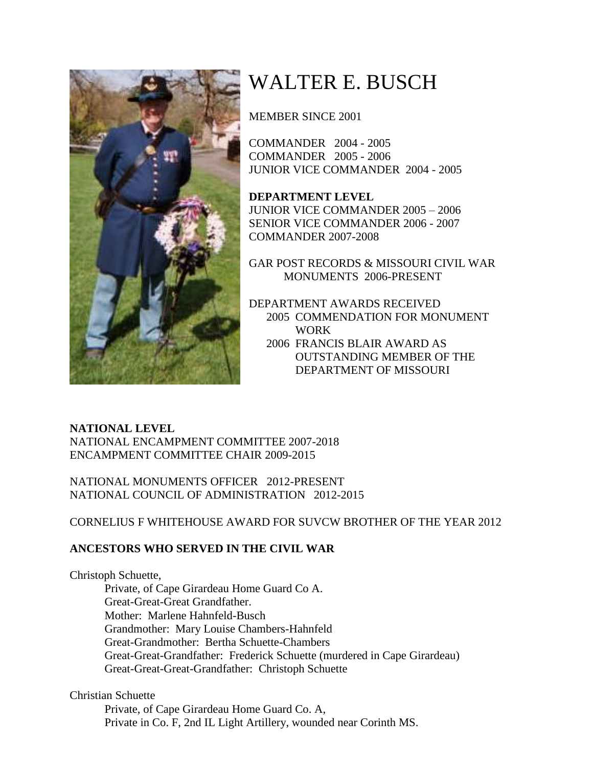# WALTER E. BUSCH

MEMBER SINCE 2001

COMMANDER 2004 - 2005
COMMANDER 2005 - 2006
JUNIOR VICE COMMANDER 2004 - 2005

**DEPARTMENT LEVEL**
JUNIOR VICE COMMANDER 2005 – 2006
SENIOR VICE COMMANDER 2006 - 2007
COMMANDER 2007-2008

GAR POST RECORDS & MISSOURI CIVIL WAR MONUMENTS 2006-PRESENT

DEPARTMENT AWARDS RECEIVED
- 2005 COMMENDATION FOR MONUMENT WORK
- 2006 FRANCIS BLAIR AWARD AS OUTSTANDING MEMBER OF THE DEPARTMENT OF MISSOURI

**NATIONAL LEVEL**
NATIONAL ENCAMPMENT COMMITTEE 2007-2018
ENCAMPMENT COMMITTEE CHAIR 2009-2015

NATIONAL MONUMENTS OFFICER 2012-PRESENT
NATIONAL COUNCIL OF ADMINISTRATION 2012-2015

CORNELIUS F WHITEHOUSE AWARD FOR SUVCW BROTHER OF THE YEAR 2012

**ANCESTORS WHO SERVED IN THE CIVIL WAR**

Christoph Schuette,
> Private, of Cape Girardeau Home Guard Co A.
> Great-Great-Great Grandfather.
> Mother: Marlene Hahnfeld-Busch
> Grandmother: Mary Louise Chambers-Hahnfeld
> Great-Grandmother: Bertha Schuette-Chambers
> Great-Great-Grandfather: Frederick Schuette (murdered in Cape Girardeau)
> Great-Great-Great-Grandfather: Christoph Schuette

Christian Schuette
> Private, of Cape Girardeau Home Guard Co. A,
> Private in Co. F, 2nd IL Light Artillery, wounded near Corinth MS.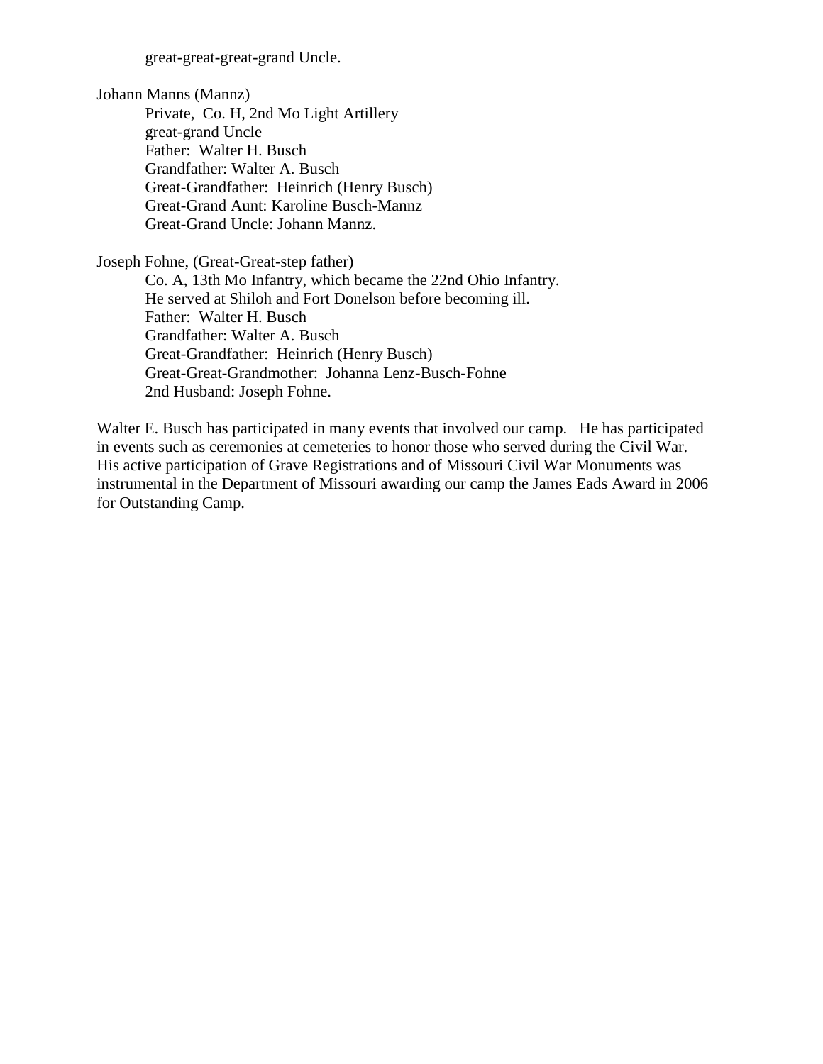great-great-great-grand Uncle.

Johann Manns (Mannz)

Private, Co. H, 2nd Mo Light Artillery
great-grand Uncle
Father: Walter H. Busch
Grandfather: Walter A. Busch
Great-Grandfather: Heinrich (Henry Busch)
Great-Grand Aunt: Karoline Busch-Mannz
Great-Grand Uncle: Johann Mannz.

Joseph Fohne, (Great-Great-step father)

Co. A, 13th Mo Infantry, which became the 22nd Ohio Infantry.
He served at Shiloh and Fort Donelson before becoming ill.
Father: Walter H. Busch
Grandfather: Walter A. Busch
Great-Grandfather: Heinrich (Henry Busch)
Great-Great-Grandmother: Johanna Lenz-Busch-Fohne
2nd Husband: Joseph Fohne.

Walter E. Busch has participated in many events that involved our camp. He has participated in events such as ceremonies at cemeteries to honor those who served during the Civil War. His active participation of Grave Registrations and of Missouri Civil War Monuments was instrumental in the Department of Missouri awarding our camp the James Eads Award in 2006 for Outstanding Camp.